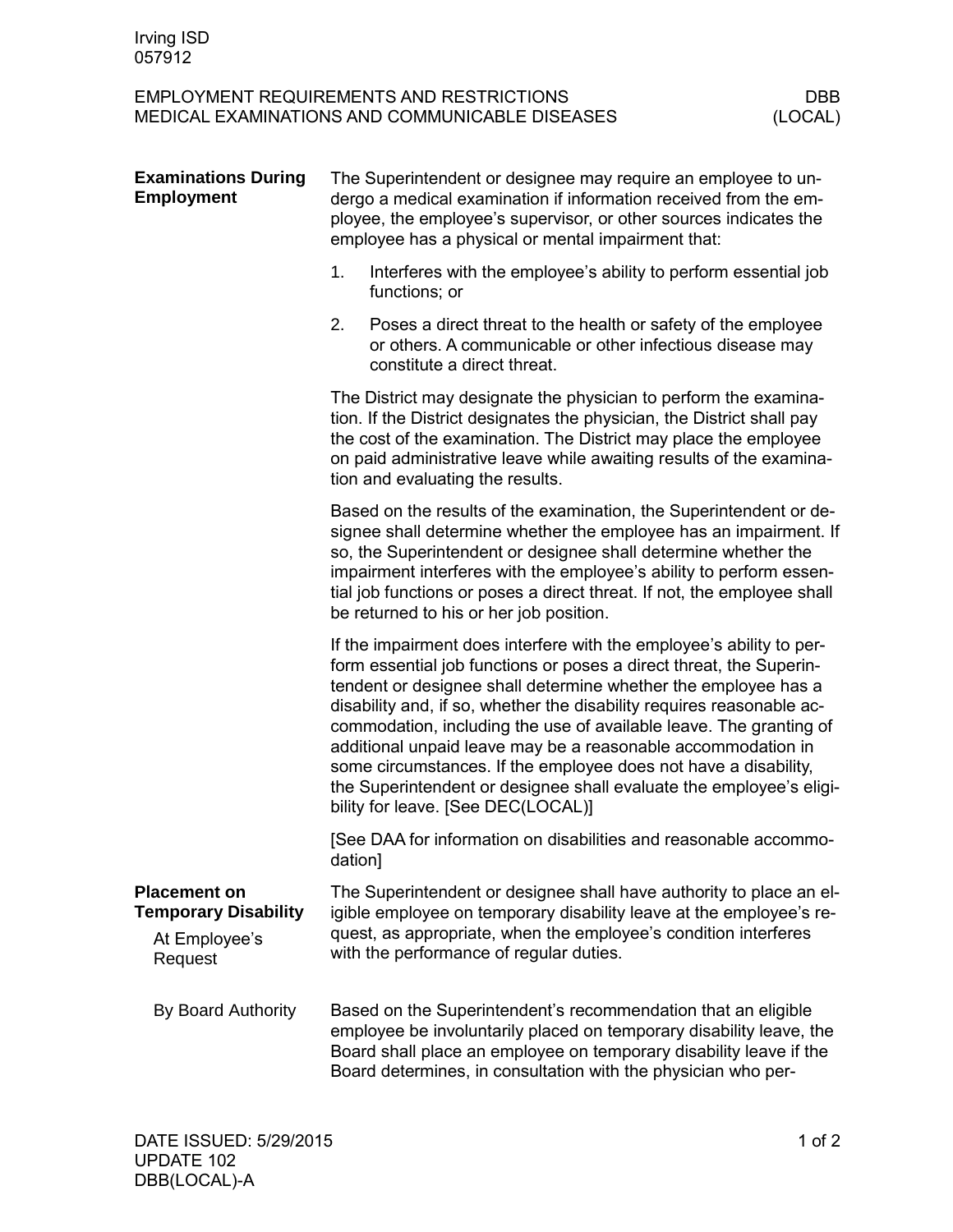## Examinations During Employment

The Superintendent or designee may require an employee to undergo a medical examination if information received from the employee, the employee's supervisor, or other sources indicates the employee has a physical or mental impairment that:

1. Interferes with the employee's ability to perform essential job functions; or
2. Poses a direct threat to the health or safety of the employee or others. A communicable or other infectious disease may constitute a direct threat.

The District may designate the physician to perform the examination. If the District designates the physician, the District shall pay the cost of the examination. The District may place the employee on paid administrative leave while awaiting results of the examination and evaluating the results.

Based on the results of the examination, the Superintendent or designee shall determine whether the employee has an impairment. If so, the Superintendent or designee shall determine whether the impairment interferes with the employee's ability to perform essential job functions or poses a direct threat. If not, the employee shall be returned to his or her job position.

If the impairment does interfere with the employee's ability to perform essential job functions or poses a direct threat, the Superintendent or designee shall determine whether the employee has a disability and, if so, whether the disability requires reasonable accommodation, including the use of available leave. The granting of additional unpaid leave may be a reasonable accommodation in some circumstances. If the employee does not have a disability, the Superintendent or designee shall evaluate the employee's eligibility for leave. [See DEC(LOCAL)]

[See DAA for information on disabilities and reasonable accommodation]

## Placement on Temporary Disability

### At Employee's Request

The Superintendent or designee shall have authority to place an eligible employee on temporary disability leave at the employee's request, as appropriate, when the employee's condition interferes with the performance of regular duties.

### By Board Authority

Based on the Superintendent's recommendation that an eligible employee be involuntarily placed on temporary disability leave, the Board shall place an employee on temporary disability leave if the Board determines, in consultation with the physician who per-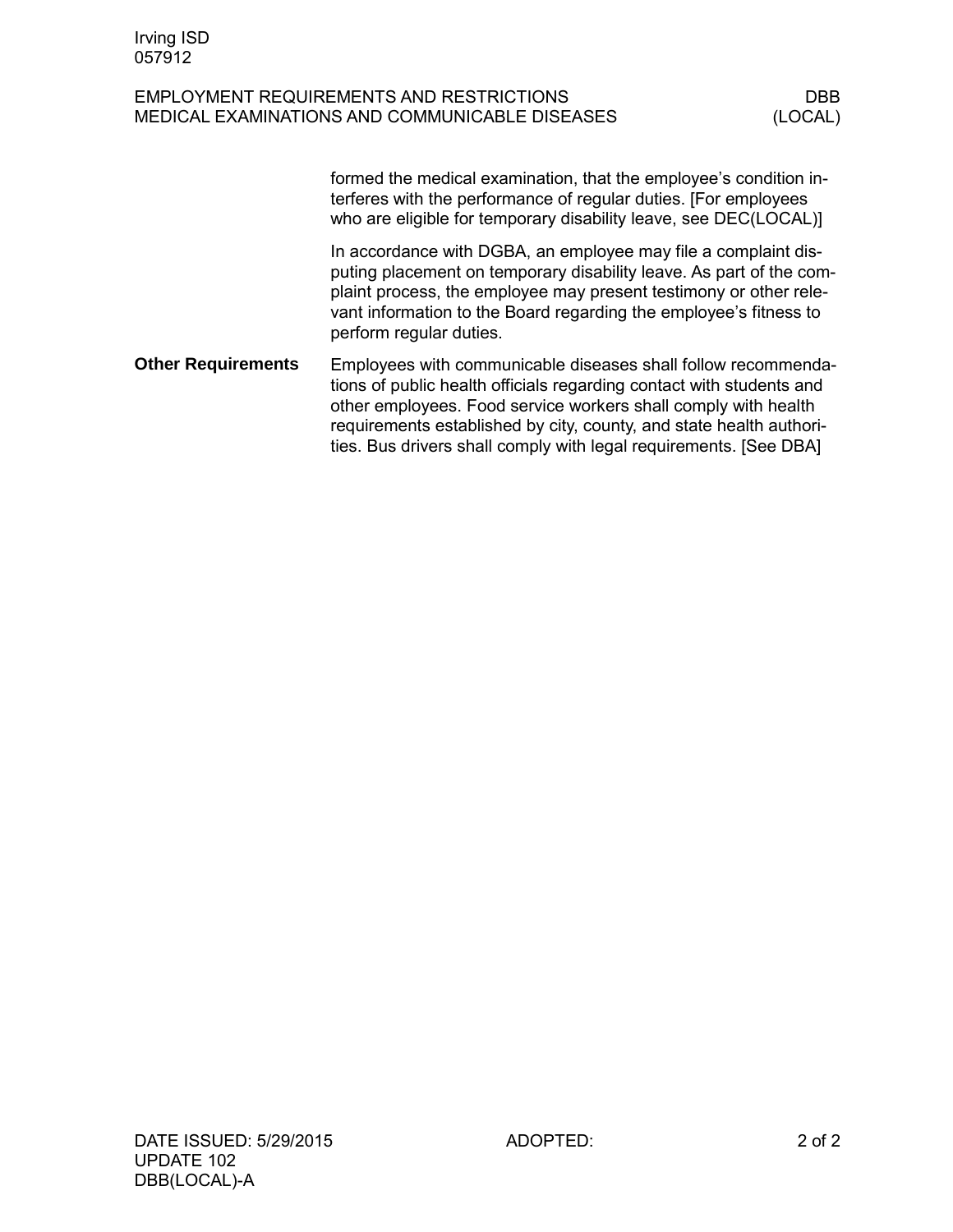formed the medical examination, that the employee's condition interferes with the performance of regular duties. [For employees who are eligible for temporary disability leave, see DEC(LOCAL)]

In accordance with DGBA, an employee may file a complaint disputing placement on temporary disability leave. As part of the complaint process, the employee may present testimony or other relevant information to the Board regarding the employee's fitness to perform regular duties.

**Other Requirements**

Employees with communicable diseases shall follow recommendations of public health officials regarding contact with students and other employees. Food service workers shall comply with health requirements established by city, county, and state health authorities. Bus drivers shall comply with legal requirements. [See DBA]